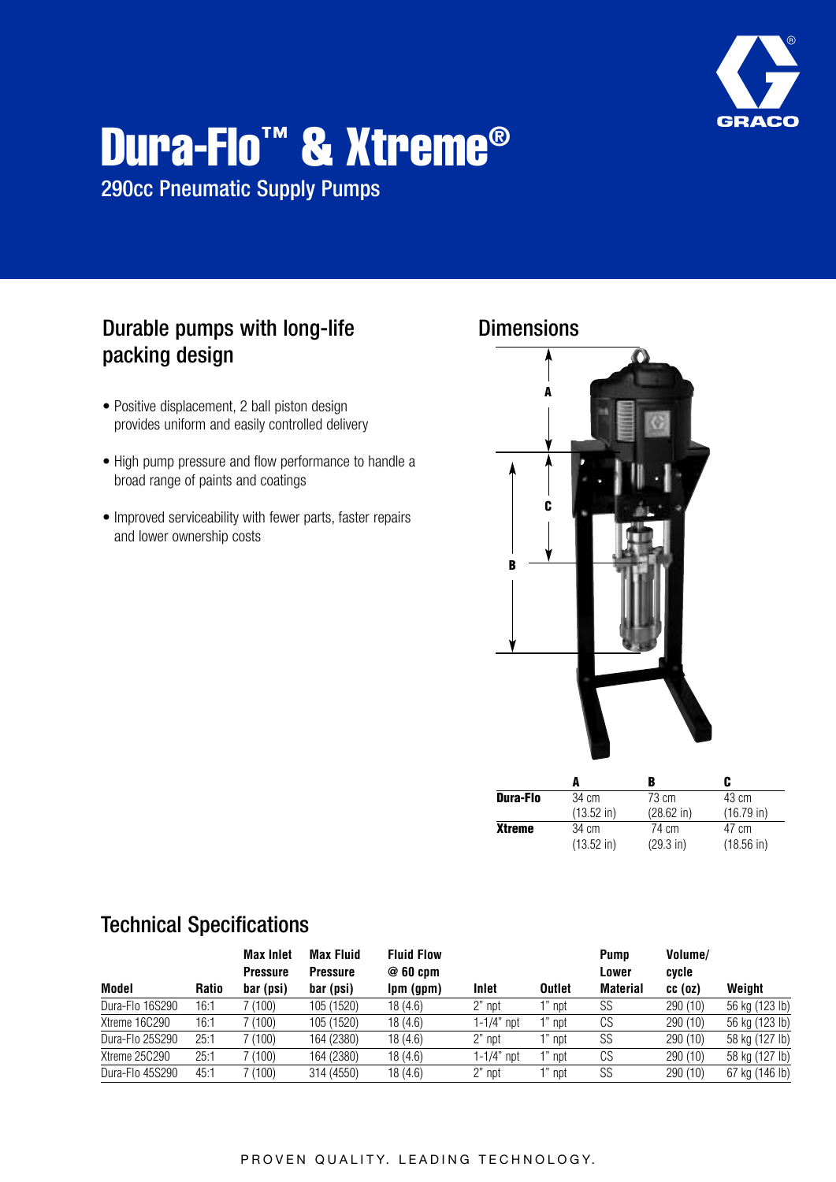# Dura-Flo™ & Xtreme®

290cc Pneumatic Supply Pumps

## Durable pumps with long-life packing design

- Positive displacement, 2 ball piston design provides uniform and easily controlled delivery
- High pump pressure and flow performance to handle a broad range of paints and coatings
- Improved serviceability with fewer parts, faster repairs and lower ownership costs

## Dimensions

| | A | B | C |
|---|---|---|---|
| **Dura-Flo** | 34 cm (13.52 in) | 73 cm (28.62 in) | 43 cm (16.79 in) |
| **Xtreme** | 34 cm (13.52 in) | 74 cm (29.3 in) | 47 cm (18.56 in) |

## Technical Specifications

| Model | Ratio | Max Inlet Pressure bar (psi) | Max Fluid Pressure bar (psi) | Fluid Flow @ 60 cpm lpm (gpm) | Inlet | Outlet | Pump Lower Material | Volume/ cycle cc (oz) | Weight |
|---|---|---|---|---|---|---|---|---|---|
| Dura-Flo 16S290 | 16:1 | 7 (100) | 105 (1520) | 18 (4.6) | 2" npt | 1" npt | SS | 290 (10) | 56 kg (123 lb) |
| Xtreme 16C290 | 16:1 | 7 (100) | 105 (1520) | 18 (4.6) | 1-1/4" npt | 1" npt | CS | 290 (10) | 56 kg (123 lb) |
| Dura-Flo 25S290 | 25:1 | 7 (100) | 164 (2380) | 18 (4.6) | 2" npt | 1" npt | SS | 290 (10) | 58 kg (127 lb) |
| Xtreme 25C290 | 25:1 | 7 (100) | 164 (2380) | 18 (4.6) | 1-1/4" npt | 1" npt | CS | 290 (10) | 58 kg (127 lb) |
| Dura-Flo 45S290 | 45:1 | 7 (100) | 314 (4550) | 18 (4.6) | 2" npt | 1" npt | SS | 290 (10) | 67 kg (146 lb) |

PROVEN QUALITY. LEADING TECHNOLOGY.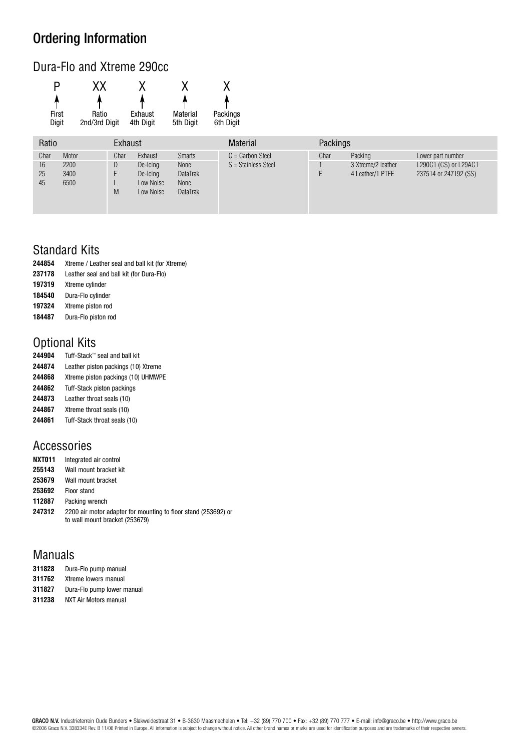# Ordering Information

## Dura-Flo and Xtreme 290cc

| P | XX | X | X | X |
|---|---|---|---|---|
| First Digit | Ratio 2nd/3rd Digit | Exhaust 4th Digit | Material 5th Digit | Packings 6th Digit |

| Ratio | | Exhaust | | | Material | Packings | | |
|---|---|---|---|---|---|---|---|---|
| Char | Motor | Char | Exhaust | Smarts | C = Carbon Steel | Char | Packing | Lower part number |
| 16 | 2200 | D | De-Icing | None | S = Stainless Steel | 1 | 3 Xtreme/2 leather | L290C1 (CS) or L29AC1 |
| 25 | 3400 | E | De-Icing | DataTrak | | E | 4 Leather/1 PTFE | 237514 or 247192 (SS) |
| 45 | 6500 | L | Low Noise | None | | | | |
| | | M | Low Noise | DataTrak | | | | |

## Standard Kits

**244854** Xtreme / Leather seal and ball kit (for Xtreme)
**237178** Leather seal and ball kit (for Dura-Flo)
**197319** Xtreme cylinder
**184540** Dura-Flo cylinder
**197324** Xtreme piston rod
**184487** Dura-Flo piston rod

## Optional Kits

**244904** Tuff-Stack™ seal and ball kit
**244874** Leather piston packings (10) Xtreme
**244868** Xtreme piston packings (10) UHMWPE
**244862** Tuff-Stack piston packings
**244873** Leather throat seals (10)
**244867** Xtreme throat seals (10)
**244861** Tuff-Stack throat seals (10)

## Accessories

**NXT011** Integrated air control
**255143** Wall mount bracket kit
**253679** Wall mount bracket
**253692** Floor stand
**112887** Packing wrench
**247312** 2200 air motor adapter for mounting to floor stand (253692) or to wall mount bracket (253679)

## Manuals

**311828** Dura-Flo pump manual
**311762** Xtreme lowers manual
**311827** Dura-Flo pump lower manual
**311238** NXT Air Motors manual

**GRACO N.V.** Industrieterrein Oude Bunders • Slakweidestraat 31 • B-3630 Maasmechelen • Tel: +32 (89) 770 700 • Fax: +32 (89) 770 777 • E-mail: info@graco.be • http://www.graco.be
©2006 Graco N.V. 338334E Rev. B 11/06 Printed in Europe. All information is subject to change without notice. All other brand names or marks are used for identification purposes and are trademarks of their respective owners.